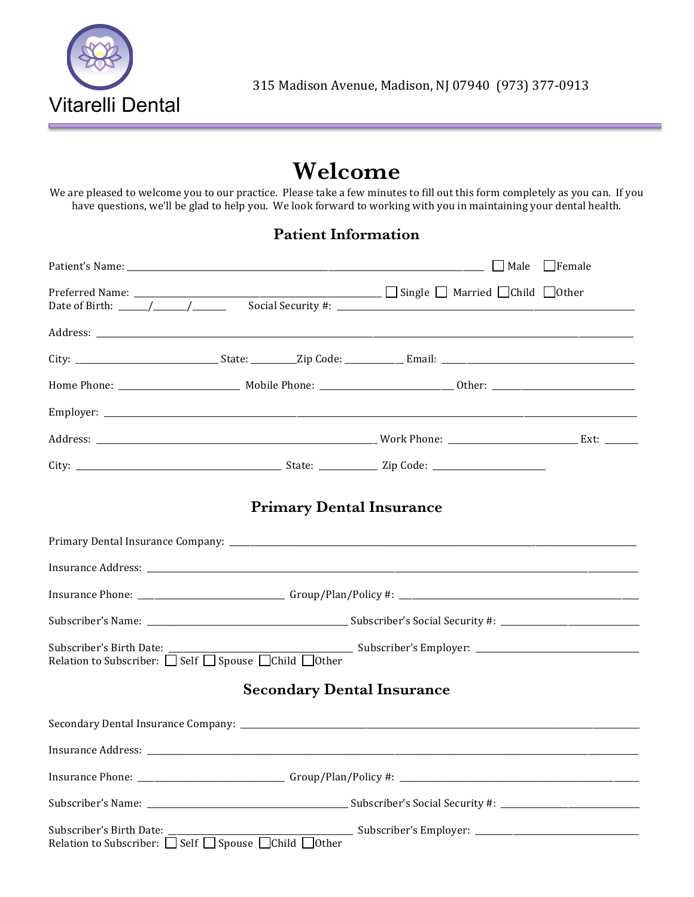Vitarelli Dental

315 Madison Avenue, Madison, NJ 07940 (973) 377-0913

# Welcome

We are pleased to welcome you to our practice. Please take a few minutes to fill out this form completely as you can. If you have questions, we'll be glad to help you. We look forward to working with you in maintaining your dental health.

## Patient Information

Patient's Name: ______________________________ ☐ Male ☐ Female

Preferred Name: ______________________________ ☐ Single ☐ Married ☐ Child ☐ Other

Date of Birth: ____/____/____ Social Security #: ______________________________

Address: ______________________________

City: ______________ State: ________ Zip Code: __________ Email: ______________________________

Home Phone: ______________ Mobile Phone: ______________ Other: ______________

Employer: ______________________________

Address: ______________________________ Work Phone: ______________ Ext: ______

City: ______________________________ State: __________ Zip Code: ______________

## Primary Dental Insurance

Primary Dental Insurance Company: ______________________________

Insurance Address: ______________________________

Insurance Phone: ______________ Group/Plan/Policy #: ______________________________

Subscriber's Name: ______________________________ Subscriber's Social Security #: ______________

Subscriber's Birth Date: ______________________________ Subscriber's Employer: ______________

Relation to Subscriber: ☐ Self ☐ Spouse ☐ Child ☐ Other

## Secondary Dental Insurance

Secondary Dental Insurance Company: ______________________________

Insurance Address: ______________________________

Insurance Phone: ______________ Group/Plan/Policy #: ______________________________

Subscriber's Name: ______________________________ Subscriber's Social Security #: ______________

Subscriber's Birth Date: ______________________________ Subscriber's Employer: ______________

Relation to Subscriber: ☐ Self ☐ Spouse ☐ Child ☐ Other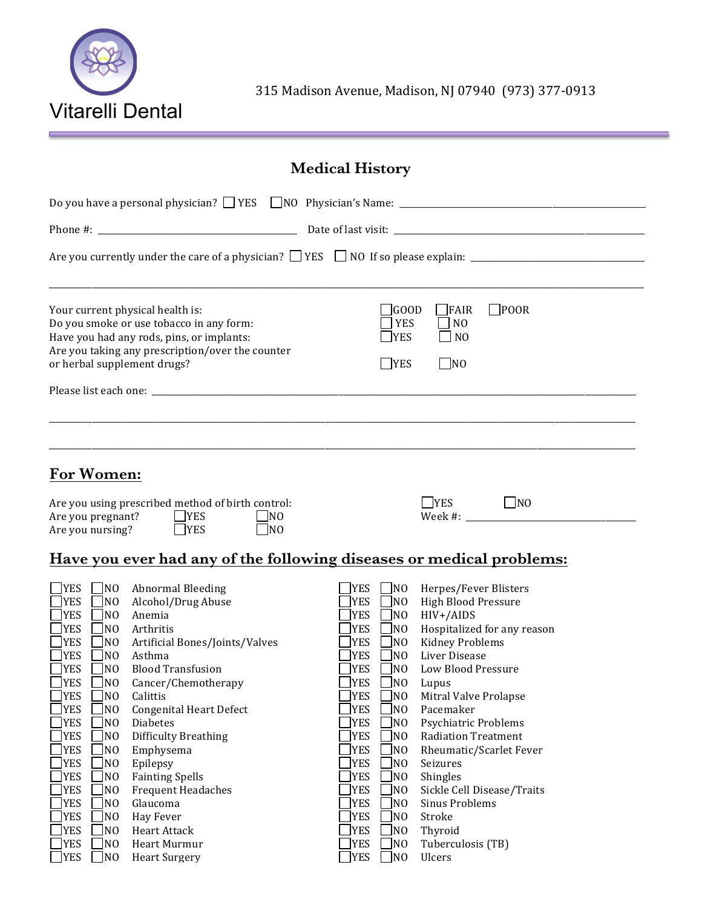Vitarelli Dental

315 Madison Avenue, Madison, NJ 07940 (973) 377-0913

# Medical History

Do you have a personal physician? ☐ YES ☐ NO Physician's Name: ______________________________

Phone #: ______________________________ Date of last visit: ______________________________

Are you currently under the care of a physician? ☐ YES ☐ NO If so please explain: ______________________________

______________________________________________________________________________

| | | | |
|---|---|---|---|
| Your current physical health is: | ☐ GOOD | ☐ FAIR | ☐ POOR |
| Do you smoke or use tobacco in any form: | ☐ YES | ☐ NO | |
| Have you had any rods, pins, or implants: | ☐ YES | ☐ NO | |
| Are you taking any prescription/over the counter or herbal supplement drugs? | ☐ YES | ☐ NO | |

Please list each one: ______________________________________________________________

______________________________________________________________________________

______________________________________________________________________________

## For Women:

Are you using prescribed method of birth control: ☐ YES ☐ NO

Are you pregnant? ☐ YES ☐ NO Week #: ______________________________

Are you nursing? ☐ YES ☐ NO

## Have you ever had any of the following diseases or medical problems:

| YES | NO | Condition | YES | NO | Condition |
|---|---|---|---|---|---|
| ☐ YES | ☐ NO | Abnormal Bleeding | ☐ YES | ☐ NO | Herpes/Fever Blisters |
| ☐ YES | ☐ NO | Alcohol/Drug Abuse | ☐ YES | ☐ NO | High Blood Pressure |
| ☐ YES | ☐ NO | Anemia | ☐ YES | ☐ NO | HIV+/AIDS |
| ☐ YES | ☐ NO | Arthritis | ☐ YES | ☐ NO | Hospitalized for any reason |
| ☐ YES | ☐ NO | Artificial Bones/Joints/Valves | ☐ YES | ☐ NO | Kidney Problems |
| ☐ YES | ☐ NO | Asthma | ☐ YES | ☐ NO | Liver Disease |
| ☐ YES | ☐ NO | Blood Transfusion | ☐ YES | ☐ NO | Low Blood Pressure |
| ☐ YES | ☐ NO | Cancer/Chemotherapy | ☐ YES | ☐ NO | Lupus |
| ☐ YES | ☐ NO | Calittis | ☐ YES | ☐ NO | Mitral Valve Prolapse |
| ☐ YES | ☐ NO | Congenital Heart Defect | ☐ YES | ☐ NO | Pacemaker |
| ☐ YES | ☐ NO | Diabetes | ☐ YES | ☐ NO | Psychiatric Problems |
| ☐ YES | ☐ NO | Difficulty Breathing | ☐ YES | ☐ NO | Radiation Treatment |
| ☐ YES | ☐ NO | Emphysema | ☐ YES | ☐ NO | Rheumatic/Scarlet Fever |
| ☐ YES | ☐ NO | Epilepsy | ☐ YES | ☐ NO | Seizures |
| ☐ YES | ☐ NO | Fainting Spells | ☐ YES | ☐ NO | Shingles |
| ☐ YES | ☐ NO | Frequent Headaches | ☐ YES | ☐ NO | Sickle Cell Disease/Traits |
| ☐ YES | ☐ NO | Glaucoma | ☐ YES | ☐ NO | Sinus Problems |
| ☐ YES | ☐ NO | Hay Fever | ☐ YES | ☐ NO | Stroke |
| ☐ YES | ☐ NO | Heart Attack | ☐ YES | ☐ NO | Thyroid |
| ☐ YES | ☐ NO | Heart Murmur | ☐ YES | ☐ NO | Tuberculosis (TB) |
| ☐ YES | ☐ NO | Heart Surgery | ☐ YES | ☐ NO | Ulcers |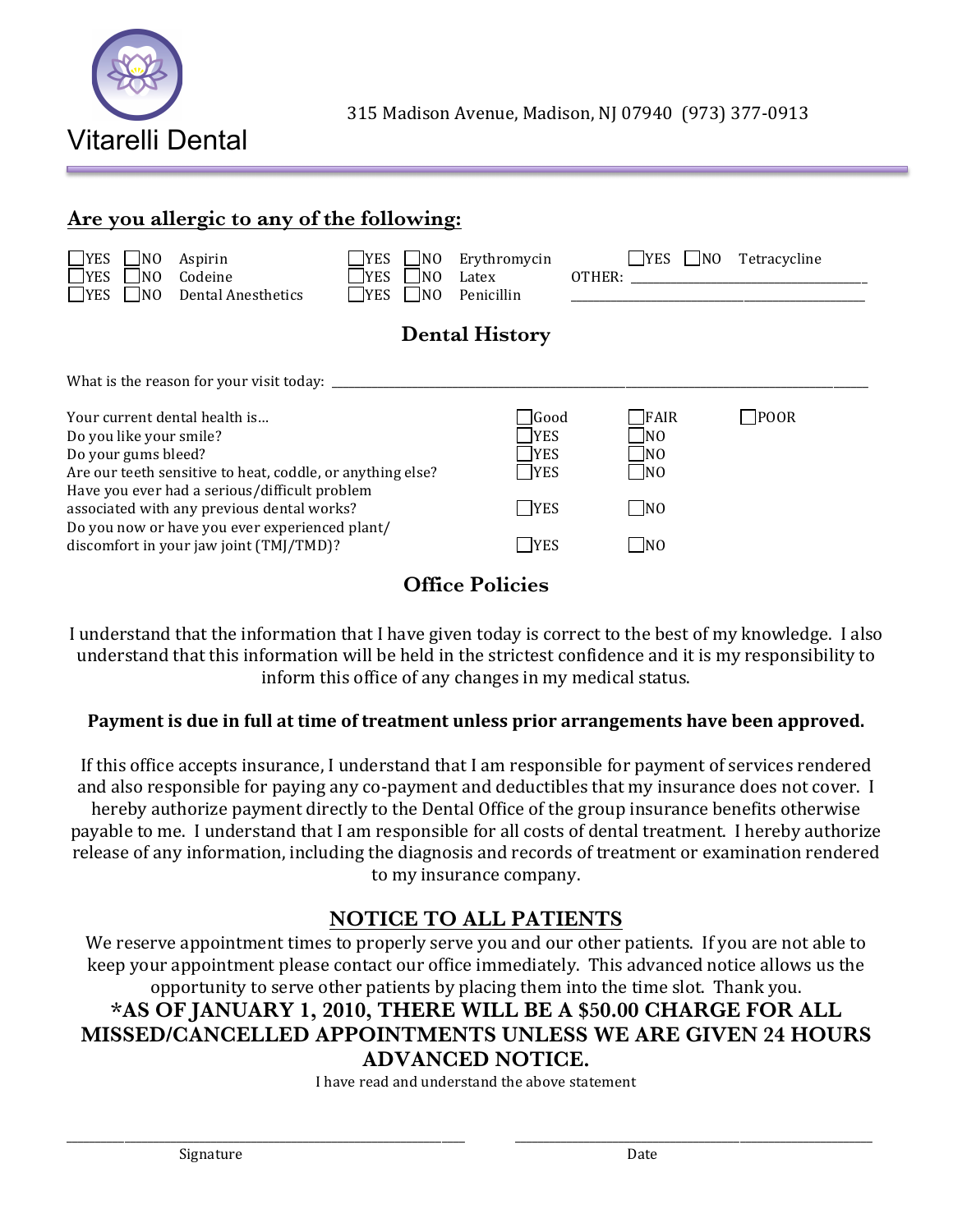Vitarelli Dental

315 Madison Avenue, Madison, NJ 07940 (973) 377-0913

## Are you allergic to any of the following:

☐YES ☐NO Aspirin
☐YES ☐NO Codeine
☐YES ☐NO Dental Anesthetics
☐YES ☐NO Erythromycin
☐YES ☐NO Latex
☐YES ☐NO Penicillin
☐YES ☐NO Tetracycline

OTHER: ______________________________________

______________________________________________

## Dental History

What is the reason for your visit today: ____________________________________________________________

| | | | |
|---|---|---|---|
| Your current dental health is… | ☐Good | ☐FAIR | ☐POOR |
| Do you like your smile? | ☐YES | ☐NO | |
| Do your gums bleed? | ☐YES | ☐NO | |
| Are our teeth sensitive to heat, coddle, or anything else? | ☐YES | ☐NO | |
| Have you ever had a serious/difficult problem associated with any previous dental works? | ☐YES | ☐NO | |
| Do you now or have you ever experienced plant/ discomfort in your jaw joint (TMJ/TMD)? | ☐YES | ☐NO | |

## Office Policies

I understand that the information that I have given today is correct to the best of my knowledge. I also understand that this information will be held in the strictest confidence and it is my responsibility to inform this office of any changes in my medical status.

**Payment is due in full at time of treatment unless prior arrangements have been approved.**

If this office accepts insurance, I understand that I am responsible for payment of services rendered and also responsible for paying any co-payment and deductibles that my insurance does not cover. I hereby authorize payment directly to the Dental Office of the group insurance benefits otherwise payable to me. I understand that I am responsible for all costs of dental treatment. I hereby authorize release of any information, including the diagnosis and records of treatment or examination rendered to my insurance company.

## NOTICE TO ALL PATIENTS

We reserve appointment times to properly serve you and our other patients. If you are not able to keep your appointment please contact our office immediately. This advanced notice allows us the opportunity to serve other patients by placing them into the time slot. Thank you.

**\*AS OF JANUARY 1, 2010, THERE WILL BE A $50.00 CHARGE FOR ALL MISSED/CANCELLED APPOINTMENTS UNLESS WE ARE GIVEN 24 HOURS ADVANCED NOTICE.**

I have read and understand the above statement

______________________________________ ______________________________________

Signature Date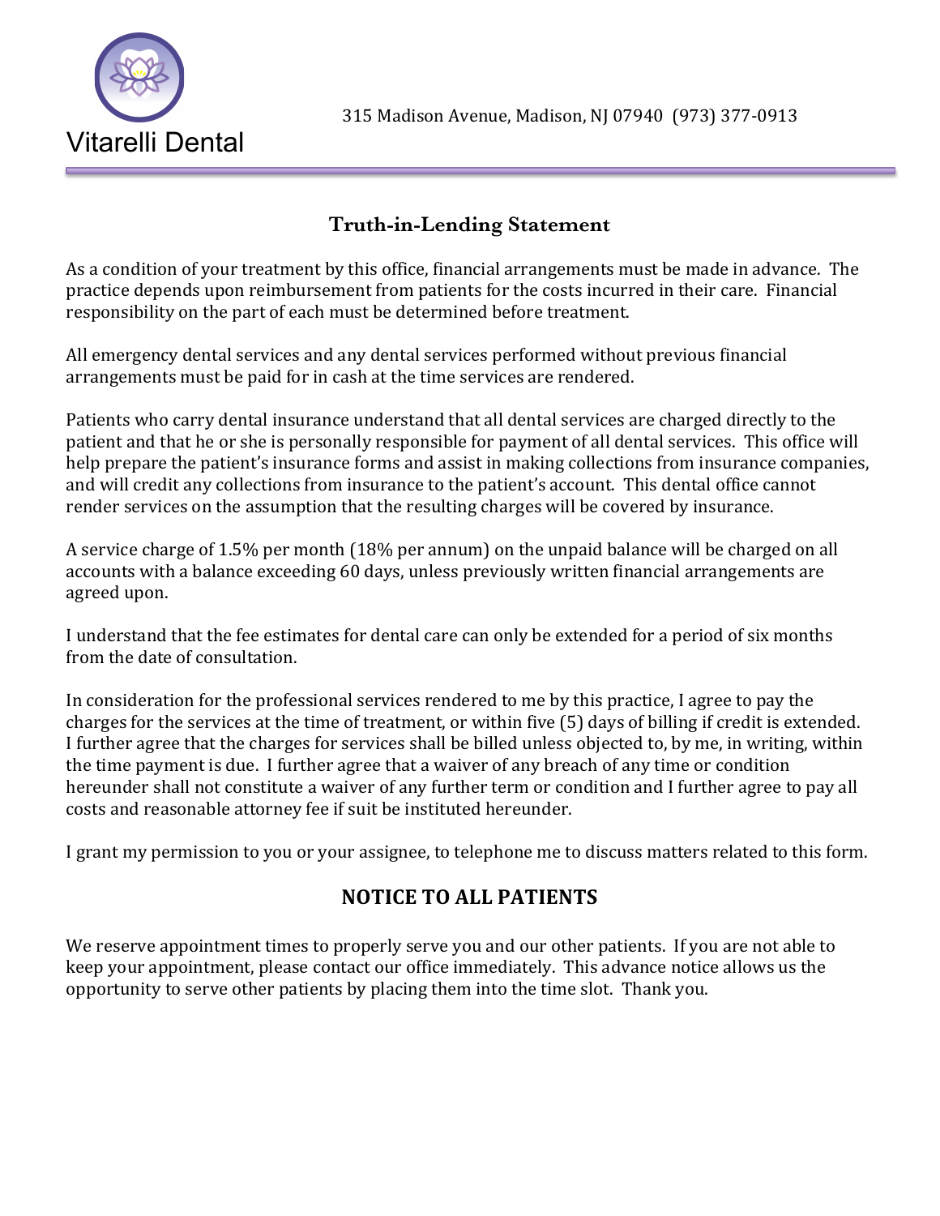Vitarelli Dental

315 Madison Avenue, Madison, NJ 07940  (973) 377-0913

## Truth-in-Lending Statement

As a condition of your treatment by this office, financial arrangements must be made in advance. The practice depends upon reimbursement from patients for the costs incurred in their care. Financial responsibility on the part of each must be determined before treatment.

All emergency dental services and any dental services performed without previous financial arrangements must be paid for in cash at the time services are rendered.

Patients who carry dental insurance understand that all dental services are charged directly to the patient and that he or she is personally responsible for payment of all dental services. This office will help prepare the patient's insurance forms and assist in making collections from insurance companies, and will credit any collections from insurance to the patient's account. This dental office cannot render services on the assumption that the resulting charges will be covered by insurance.

A service charge of 1.5% per month (18% per annum) on the unpaid balance will be charged on all accounts with a balance exceeding 60 days, unless previously written financial arrangements are agreed upon.

I understand that the fee estimates for dental care can only be extended for a period of six months from the date of consultation.

In consideration for the professional services rendered to me by this practice, I agree to pay the charges for the services at the time of treatment, or within five (5) days of billing if credit is extended. I further agree that the charges for services shall be billed unless objected to, by me, in writing, within the time payment is due. I further agree that a waiver of any breach of any time or condition hereunder shall not constitute a waiver of any further term or condition and I further agree to pay all costs and reasonable attorney fee if suit be instituted hereunder.

I grant my permission to you or your assignee, to telephone me to discuss matters related to this form.

## NOTICE TO ALL PATIENTS

We reserve appointment times to properly serve you and our other patients. If you are not able to keep your appointment, please contact our office immediately. This advance notice allows us the opportunity to serve other patients by placing them into the time slot. Thank you.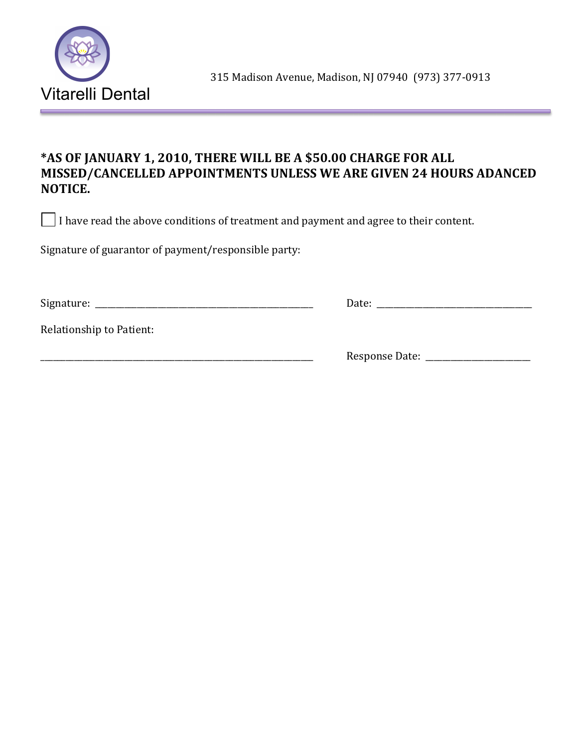Vitarelli Dental

315 Madison Avenue, Madison, NJ 07940 (973) 377-0913

**\*AS OF JANUARY 1, 2010, THERE WILL BE A $50.00 CHARGE FOR ALL MISSED/CANCELLED APPOINTMENTS UNLESS WE ARE GIVEN 24 HOURS ADANCED NOTICE.**

☐ I have read the above conditions of treatment and payment and agree to their content.

Signature of guarantor of payment/responsible party:

Signature: ____________________________________________ Date: ________________________________

Relationship to Patient:

________________________________________________________ Response Date: ______________________